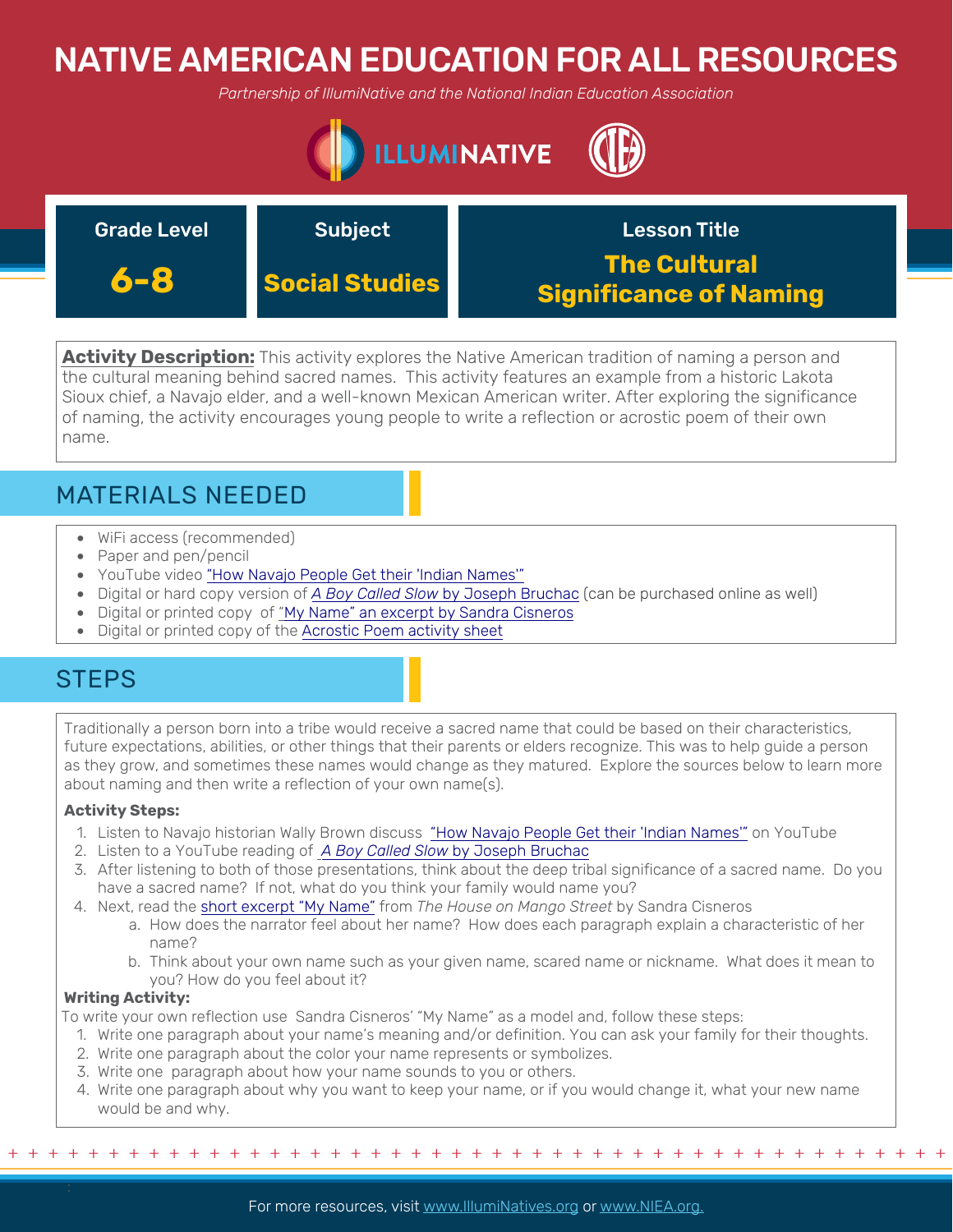# NATIVE AMERICAN EDUCATION FOR ALL RESOURCES

*Partnership of IllumiNative and the National Indian Education Association*

| Grade Level | Subject | Lesson Title |
|---|---|---|
| **6-8** | **Social Studies** | **The Cultural Significance of Naming** |

**Activity Description:** This activity explores the Native American tradition of naming a person and the cultural meaning behind sacred names. This activity features an example from a historic Lakota Sioux chief, a Navajo elder, and a well-known Mexican American writer. After exploring the significance of naming, the activity encourages young people to write a reflection or acrostic poem of their own name.

## MATERIALS NEEDED

- WiFi access (recommended)
- Paper and pen/pencil
- YouTube video "How Navajo People Get their 'Indian Names'"
- Digital or hard copy version of *A Boy Called Slow* by Joseph Bruchac (can be purchased online as well)
- Digital or printed copy of "My Name" an excerpt by Sandra Cisneros
- Digital or printed copy of the Acrostic Poem activity sheet

## STEPS

Traditionally a person born into a tribe would receive a sacred name that could be based on their characteristics, future expectations, abilities, or other things that their parents or elders recognize. This was to help guide a person as they grow, and sometimes these names would change as they matured. Explore the sources below to learn more about naming and then write a reflection of your own name(s).

**Activity Steps:**

1. Listen to Navajo historian Wally Brown discuss "How Navajo People Get their 'Indian Names'" on YouTube
2. Listen to a YouTube reading of *A Boy Called Slow* by Joseph Bruchac
3. After listening to both of those presentations, think about the deep tribal significance of a sacred name. Do you have a sacred name? If not, what do you think your family would name you?
4. Next, read the short excerpt "My Name" from *The House on Mango Street* by Sandra Cisneros
   a. How does the narrator feel about her name? How does each paragraph explain a characteristic of her name?
   b. Think about your own name such as your given name, scared name or nickname. What does it mean to you? How do you feel about it?

**Writing Activity:**

To write your own reflection use Sandra Cisneros' "My Name" as a model and, follow these steps:

1. Write one paragraph about your name's meaning and/or definition. You can ask your family for their thoughts.
2. Write one paragraph about the color your name represents or symbolizes.
3. Write one paragraph about how your name sounds to you or others.
4. Write one paragraph about why you want to keep your name, or if you would change it, what your new name would be and why.

For more resources, visit www.IllumiNatives.org or www.NIEA.org.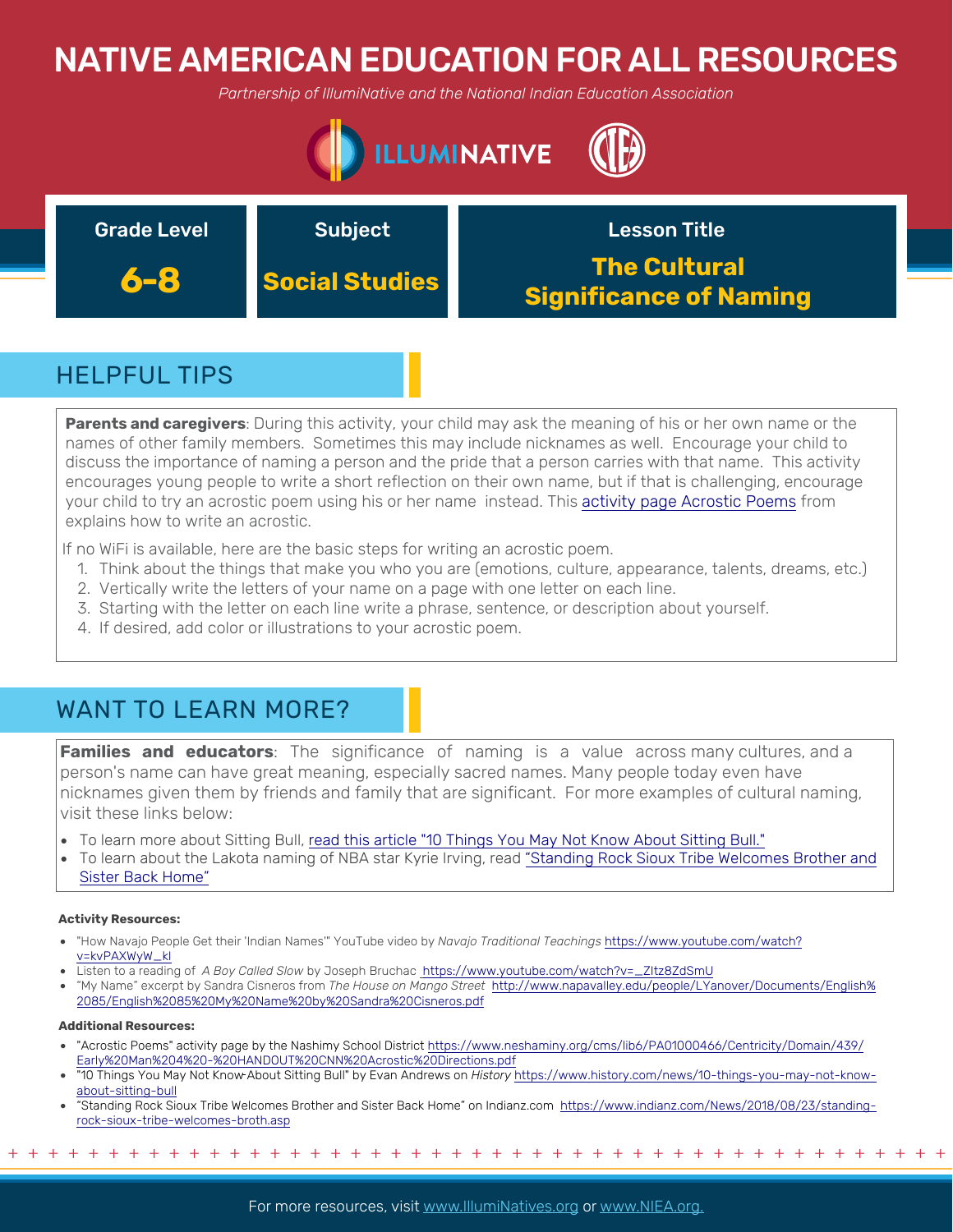# NATIVE AMERICAN EDUCATION FOR ALL RESOURCES

*Partnership of IllumiNative and the National Indian Education Association*

| Grade Level | Subject | Lesson Title |
| --- | --- | --- |
| **6-8** | **Social Studies** | **The Cultural Significance of Naming** |

## HELPFUL TIPS

**Parents and caregivers**: During this activity, your child may ask the meaning of his or her own name or the names of other family members. Sometimes this may include nicknames as well. Encourage your child to discuss the importance of naming a person and the pride that a person carries with that name. This activity encourages young people to write a short reflection on their own name, but if that is challenging, encourage your child to try an acrostic poem using his or her name instead. This activity page Acrostic Poems from explains how to write an acrostic.

If no WiFi is available, here are the basic steps for writing an acrostic poem.

1. Think about the things that make you who you are (emotions, culture, appearance, talents, dreams, etc.)
2. Vertically write the letters of your name on a page with one letter on each line.
3. Starting with the letter on each line write a phrase, sentence, or description about yourself.
4. If desired, add color or illustrations to your acrostic poem.

## WANT TO LEARN MORE?

**Families and educators**: The significance of naming is a value across many cultures, and a person's name can have great meaning, especially sacred names. Many people today even have nicknames given them by friends and family that are significant. For more examples of cultural naming, visit these links below:

- To learn more about Sitting Bull, read this article "10 Things You May Not Know About Sitting Bull."
- To learn about the Lakota naming of NBA star Kyrie Irving, read "Standing Rock Sioux Tribe Welcomes Brother and Sister Back Home"

**Activity Resources:**

- "How Navajo People Get their 'Indian Names'" YouTube video by *Navajo Traditional Teachings* https://www.youtube.com/watch?v=kvPAXWyW_kI
- Listen to a reading of *A Boy Called Slow* by Joseph Bruchac https://www.youtube.com/watch?v=_ZItz8ZdSmU
- "My Name" excerpt by Sandra Cisneros from *The House on Mango Street* http://www.napavalley.edu/people/LYanover/Documents/English%2085/English%2085%20My%20Name%20by%20Sandra%20Cisneros.pdf

**Additional Resources:**

- "Acrostic Poems" activity page by the Nashimy School District https://www.neshaminy.org/cms/lib6/PA01000466/Centricity/Domain/439/Early%20Man%204%20-%20HANDOUT%20CNN%20Acrostic%20Directions.pdf
- "10 Things You May Not Know About Sitting Bull" by Evan Andrews on *History* https://www.history.com/news/10-things-you-may-not-know-about-sitting-bull
- "Standing Rock Sioux Tribe Welcomes Brother and Sister Back Home" on Indianz.com https://www.indianz.com/News/2018/08/23/standing-rock-sioux-tribe-welcomes-broth.asp

For more resources, visit www.IllumiNatives.org or www.NIEA.org.